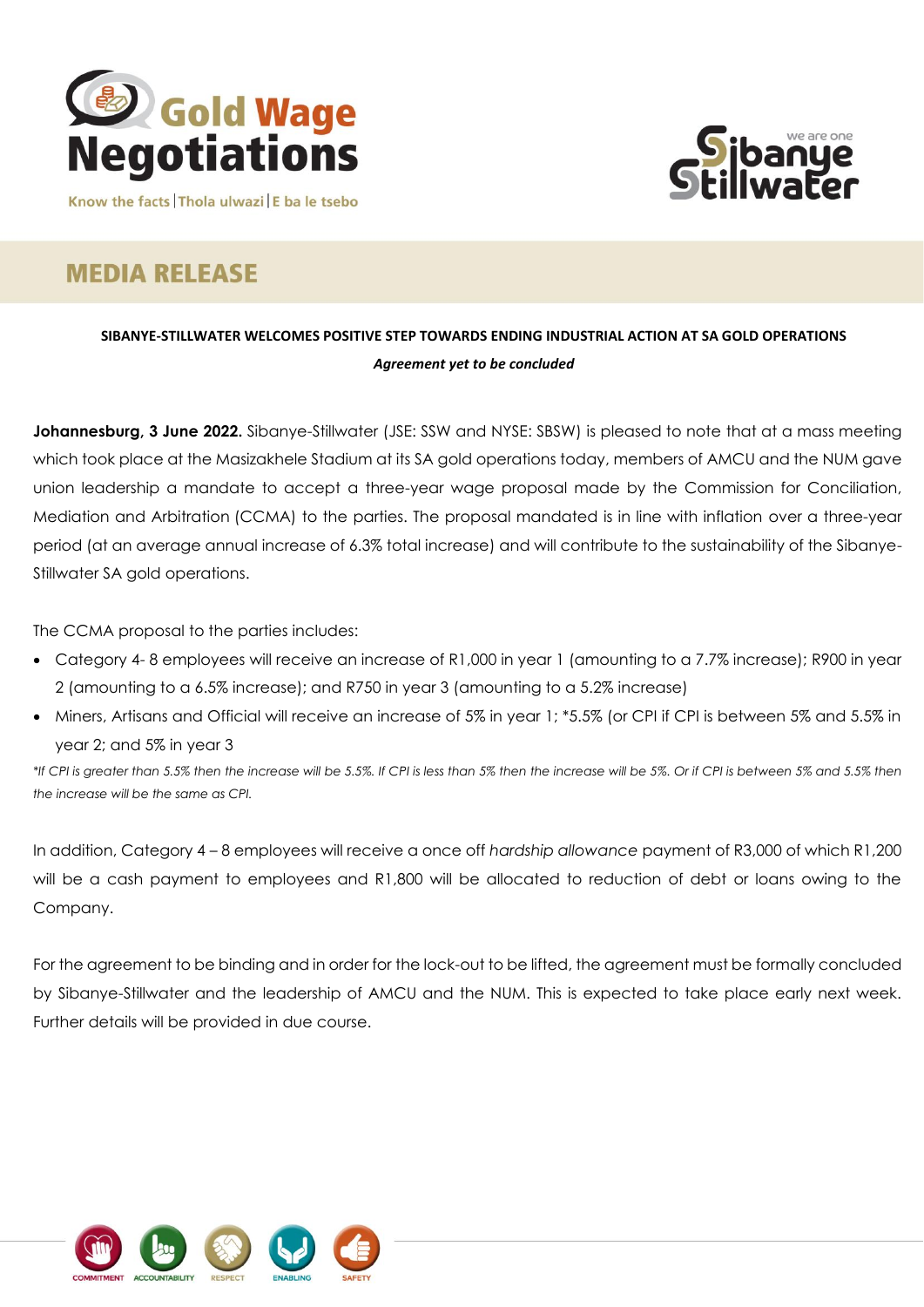Gold Wage Negotiations

Know the facts | Thola ulwazi | E ba le tsebo

Sibanye Stillwater — we are one

# MEDIA RELEASE

**SIBANYE-STILLWATER WELCOMES POSITIVE STEP TOWARDS ENDING INDUSTRIAL ACTION AT SA GOLD OPERATIONS**

***Agreement yet to be concluded***

**Johannesburg, 3 June 2022.** Sibanye-Stillwater (JSE: SSW and NYSE: SBSW) is pleased to note that at a mass meeting which took place at the Masizakhele Stadium at its SA gold operations today, members of AMCU and the NUM gave union leadership a mandate to accept a three-year wage proposal made by the Commission for Conciliation, Mediation and Arbitration (CCMA) to the parties. The proposal mandated is in line with inflation over a three-year period (at an average annual increase of 6.3% total increase) and will contribute to the sustainability of the Sibanye-Stillwater SA gold operations.

The CCMA proposal to the parties includes:

- Category 4- 8 employees will receive an increase of R1,000 in year 1 (amounting to a 7.7% increase); R900 in year 2 (amounting to a 6.5% increase); and R750 in year 3 (amounting to a 5.2% increase)
- Miners, Artisans and Official will receive an increase of 5% in year 1; *5.5% (or CPI if CPI is between 5% and 5.5% in year 2; and 5% in year 3

*\*If CPI is greater than 5.5% then the increase will be 5.5%. If CPI is less than 5% then the increase will be 5%. Or if CPI is between 5% and 5.5% then the increase will be the same as CPI.*

In addition, Category 4 – 8 employees will receive a once off *hardship allowance* payment of R3,000 of which R1,200 will be a cash payment to employees and R1,800 will be allocated to reduction of debt or loans owing to the Company.

For the agreement to be binding and in order for the lock-out to be lifted, the agreement must be formally concluded by Sibanye-Stillwater and the leadership of AMCU and the NUM. This is expected to take place early next week. Further details will be provided in due course.

COMMITMENT ACCOUNTABILITY RESPECT ENABLING SAFETY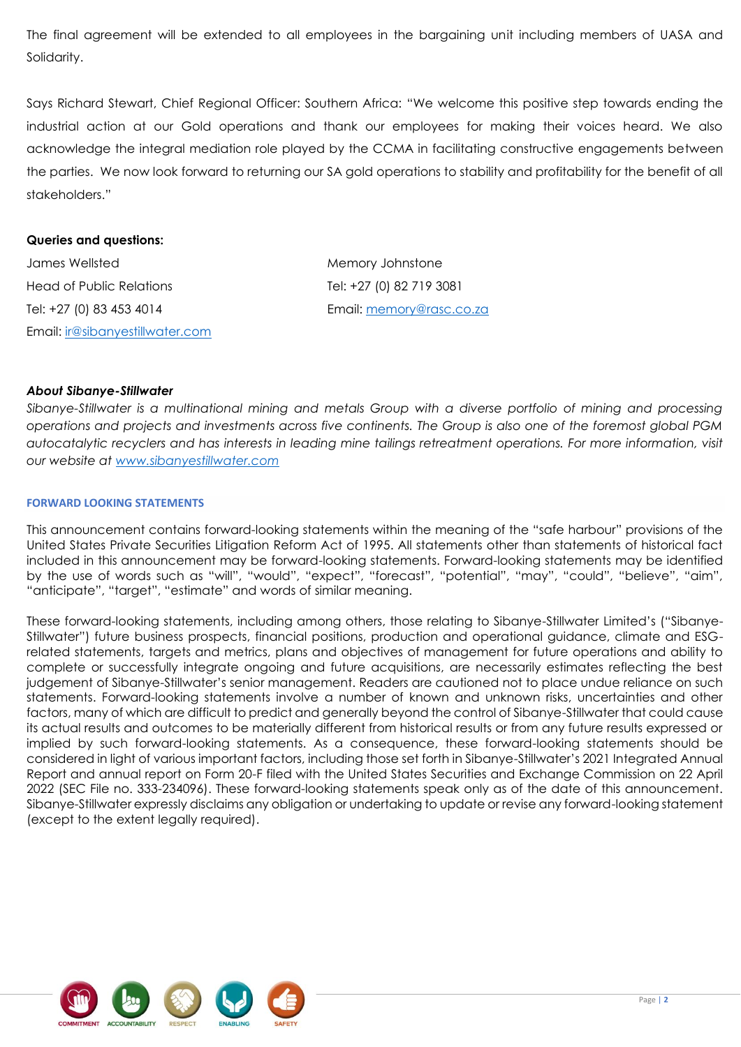The final agreement will be extended to all employees in the bargaining unit including members of UASA and Solidarity.

Says Richard Stewart, Chief Regional Officer: Southern Africa: "We welcome this positive step towards ending the industrial action at our Gold operations and thank our employees for making their voices heard. We also acknowledge the integral mediation role played by the CCMA in facilitating constructive engagements between the parties. We now look forward to returning our SA gold operations to stability and profitability for the benefit of all stakeholders."

**Queries and questions:**

James Wellsted
Head of Public Relations
Tel: +27 (0) 83 453 4014
Email: ir@sibanyestillwater.com

Memory Johnstone
Tel: +27 (0) 82 719 3081
Email: memory@rasc.co.za

***About Sibanye-Stillwater***

*Sibanye-Stillwater is a multinational mining and metals Group with a diverse portfolio of mining and processing operations and projects and investments across five continents. The Group is also one of the foremost global PGM autocatalytic recyclers and has interests in leading mine tailings retreatment operations. For more information, visit our website at www.sibanyestillwater.com*

**FORWARD LOOKING STATEMENTS**

This announcement contains forward-looking statements within the meaning of the "safe harbour" provisions of the United States Private Securities Litigation Reform Act of 1995. All statements other than statements of historical fact included in this announcement may be forward-looking statements. Forward-looking statements may be identified by the use of words such as "will", "would", "expect", "forecast", "potential", "may", "could", "believe", "aim", "anticipate", "target", "estimate" and words of similar meaning.

These forward-looking statements, including among others, those relating to Sibanye-Stillwater Limited's ("Sibanye-Stillwater") future business prospects, financial positions, production and operational guidance, climate and ESG-related statements, targets and metrics, plans and objectives of management for future operations and ability to complete or successfully integrate ongoing and future acquisitions, are necessarily estimates reflecting the best judgement of Sibanye-Stillwater's senior management. Readers are cautioned not to place undue reliance on such statements. Forward-looking statements involve a number of known and unknown risks, uncertainties and other factors, many of which are difficult to predict and generally beyond the control of Sibanye-Stillwater that could cause its actual results and outcomes to be materially different from historical results or from any future results expressed or implied by such forward-looking statements. As a consequence, these forward-looking statements should be considered in light of various important factors, including those set forth in Sibanye-Stillwater's 2021 Integrated Annual Report and annual report on Form 20-F filed with the United States Securities and Exchange Commission on 22 April 2022 (SEC File no. 333-234096). These forward-looking statements speak only as of the date of this announcement. Sibanye-Stillwater expressly disclaims any obligation or undertaking to update or revise any forward-looking statement (except to the extent legally required).